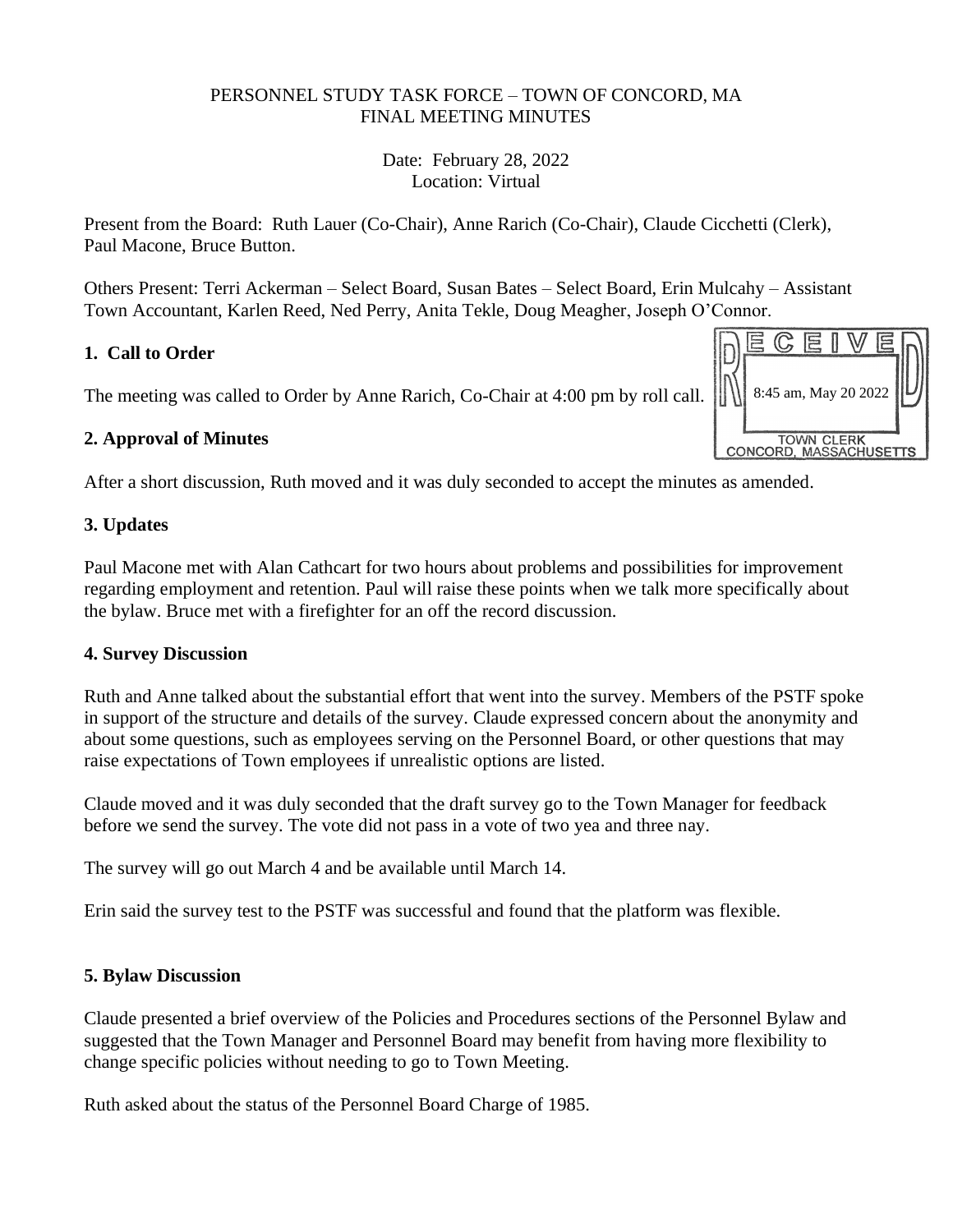PERSONNEL STUDY TASK FORCE – TOWN OF CONCORD, MA
FINAL MEETING MINUTES

Date: February 28, 2022
Location: Virtual

Present from the Board: Ruth Lauer (Co-Chair), Anne Rarich (Co-Chair), Claude Cicchetti (Clerk), Paul Macone, Bruce Button.

Others Present: Terri Ackerman – Select Board, Susan Bates – Select Board, Erin Mulcahy – Assistant Town Accountant, Karlen Reed, Ned Perry, Anita Tekle, Doug Meagher, Joseph O'Connor.

RECEIVED
8:45 am, May 20 2022
TOWN CLERK
CONCORD, MASSACHUSETTS

**1. Call to Order**

The meeting was called to Order by Anne Rarich, Co-Chair at 4:00 pm by roll call.

**2. Approval of Minutes**

After a short discussion, Ruth moved and it was duly seconded to accept the minutes as amended.

**3. Updates**

Paul Macone met with Alan Cathcart for two hours about problems and possibilities for improvement regarding employment and retention. Paul will raise these points when we talk more specifically about the bylaw. Bruce met with a firefighter for an off the record discussion.

**4. Survey Discussion**

Ruth and Anne talked about the substantial effort that went into the survey. Members of the PSTF spoke in support of the structure and details of the survey. Claude expressed concern about the anonymity and about some questions, such as employees serving on the Personnel Board, or other questions that may raise expectations of Town employees if unrealistic options are listed.

Claude moved and it was duly seconded that the draft survey go to the Town Manager for feedback before we send the survey. The vote did not pass in a vote of two yea and three nay.

The survey will go out March 4 and be available until March 14.

Erin said the survey test to the PSTF was successful and found that the platform was flexible.

**5. Bylaw Discussion**

Claude presented a brief overview of the Policies and Procedures sections of the Personnel Bylaw and suggested that the Town Manager and Personnel Board may benefit from having more flexibility to change specific policies without needing to go to Town Meeting.

Ruth asked about the status of the Personnel Board Charge of 1985.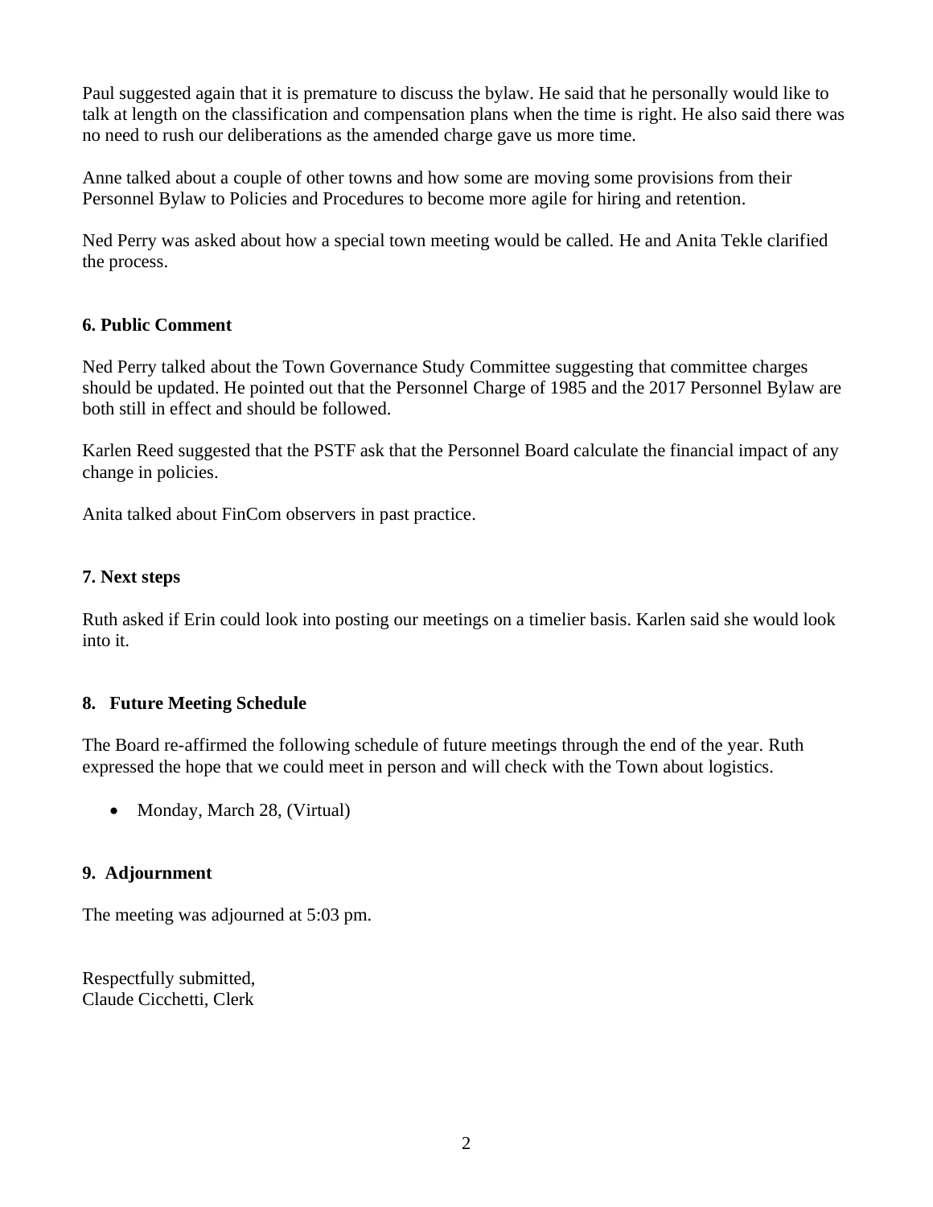Paul suggested again that it is premature to discuss the bylaw. He said that he personally would like to talk at length on the classification and compensation plans when the time is right. He also said there was no need to rush our deliberations as the amended charge gave us more time.

Anne talked about a couple of other towns and how some are moving some provisions from their Personnel Bylaw to Policies and Procedures to become more agile for hiring and retention.

Ned Perry was asked about how a special town meeting would be called. He and Anita Tekle clarified the process.

### 6. Public Comment

Ned Perry talked about the Town Governance Study Committee suggesting that committee charges should be updated. He pointed out that the Personnel Charge of 1985 and the 2017 Personnel Bylaw are both still in effect and should be followed.

Karlen Reed suggested that the PSTF ask that the Personnel Board calculate the financial impact of any change in policies.

Anita talked about FinCom observers in past practice.

### 7. Next steps

Ruth asked if Erin could look into posting our meetings on a timelier basis. Karlen said she would look into it.

### 8. Future Meeting Schedule

The Board re-affirmed the following schedule of future meetings through the end of the year. Ruth expressed the hope that we could meet in person and will check with the Town about logistics.

- Monday, March 28, (Virtual)

### 9. Adjournment

The meeting was adjourned at 5:03 pm.

Respectfully submitted,
Claude Cicchetti, Clerk